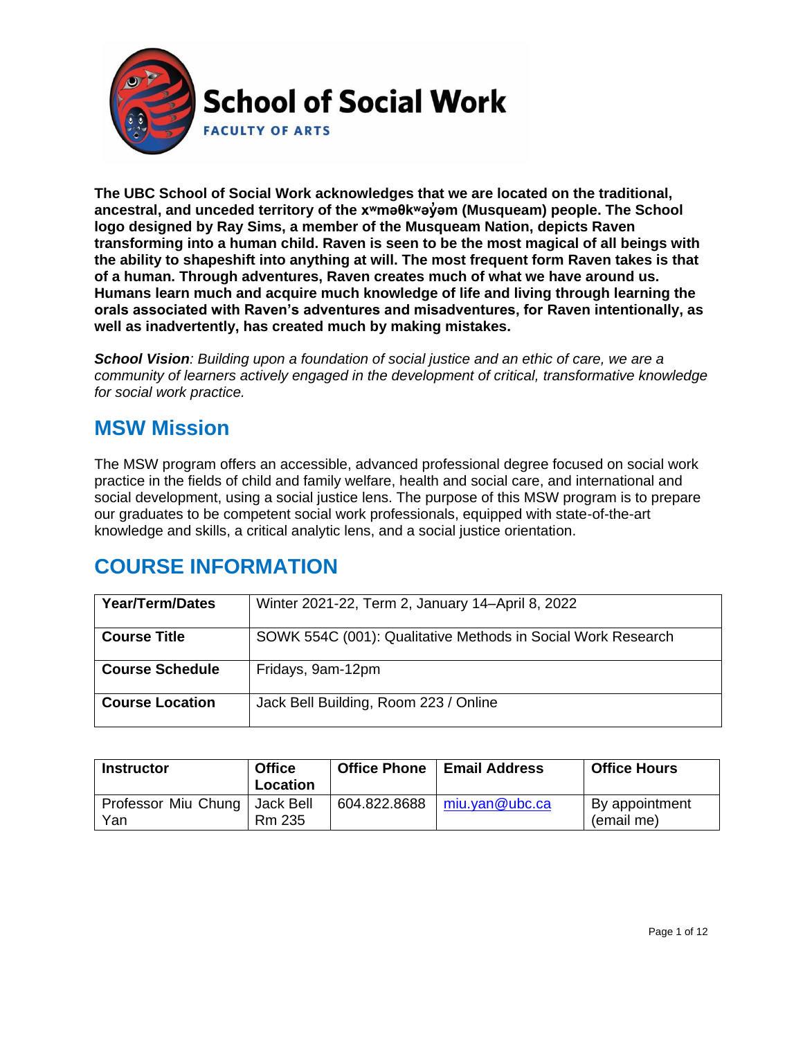# School of Social Work

FACULTY OF ARTS

**The UBC School of Social Work acknowledges that we are located on the traditional, ancestral, and unceded territory of the xʷməθkʷəy̓əm (Musqueam) people. The School logo designed by Ray Sims, a member of the Musqueam Nation, depicts Raven transforming into a human child. Raven is seen to be the most magical of all beings with the ability to shapeshift into anything at will. The most frequent form Raven takes is that of a human. Through adventures, Raven creates much of what we have around us. Humans learn much and acquire much knowledge of life and living through learning the orals associated with Raven's adventures and misadventures, for Raven intentionally, as well as inadvertently, has created much by making mistakes.**

***School Vision**: Building upon a foundation of social justice and an ethic of care, we are a community of learners actively engaged in the development of critical, transformative knowledge for social work practice.*

## MSW Mission

The MSW program offers an accessible, advanced professional degree focused on social work practice in the fields of child and family welfare, health and social care, and international and social development, using a social justice lens. The purpose of this MSW program is to prepare our graduates to be competent social work professionals, equipped with state-of-the-art knowledge and skills, a critical analytic lens, and a social justice orientation.

## COURSE INFORMATION

| | |
|---|---|
| **Year/Term/Dates** | Winter 2021-22, Term 2, January 14–April 8, 2022 |
| **Course Title** | SOWK 554C (001): Qualitative Methods in Social Work Research |
| **Course Schedule** | Fridays, 9am-12pm |
| **Course Location** | Jack Bell Building, Room 223 / Online |

| **Instructor** | **Office Location** | **Office Phone** | **Email Address** | **Office Hours** |
|---|---|---|---|---|
| Professor Miu Chung Yan | Jack Bell Rm 235 | 604.822.8688 | miu.yan@ubc.ca | By appointment (email me) |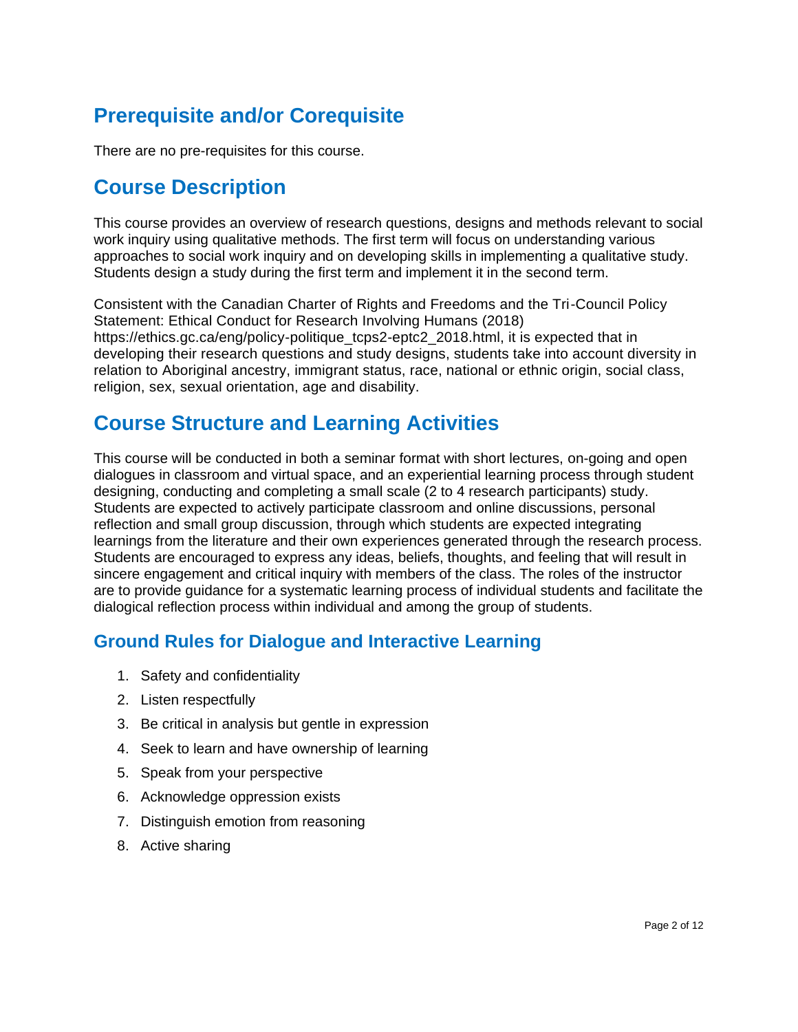## Prerequisite and/or Corequisite

There are no pre-requisites for this course.

## Course Description

This course provides an overview of research questions, designs and methods relevant to social work inquiry using qualitative methods. The first term will focus on understanding various approaches to social work inquiry and on developing skills in implementing a qualitative study. Students design a study during the first term and implement it in the second term.

Consistent with the Canadian Charter of Rights and Freedoms and the Tri-Council Policy Statement: Ethical Conduct for Research Involving Humans (2018) https://ethics.gc.ca/eng/policy-politique_tcps2-eptc2_2018.html, it is expected that in developing their research questions and study designs, students take into account diversity in relation to Aboriginal ancestry, immigrant status, race, national or ethnic origin, social class, religion, sex, sexual orientation, age and disability.

## Course Structure and Learning Activities

This course will be conducted in both a seminar format with short lectures, on-going and open dialogues in classroom and virtual space, and an experiential learning process through student designing, conducting and completing a small scale (2 to 4 research participants) study. Students are expected to actively participate classroom and online discussions, personal reflection and small group discussion, through which students are expected integrating learnings from the literature and their own experiences generated through the research process. Students are encouraged to express any ideas, beliefs, thoughts, and feeling that will result in sincere engagement and critical inquiry with members of the class. The roles of the instructor are to provide guidance for a systematic learning process of individual students and facilitate the dialogical reflection process within individual and among the group of students.

### Ground Rules for Dialogue and Interactive Learning

1. Safety and confidentiality
2. Listen respectfully
3. Be critical in analysis but gentle in expression
4. Seek to learn and have ownership of learning
5. Speak from your perspective
6. Acknowledge oppression exists
7. Distinguish emotion from reasoning
8. Active sharing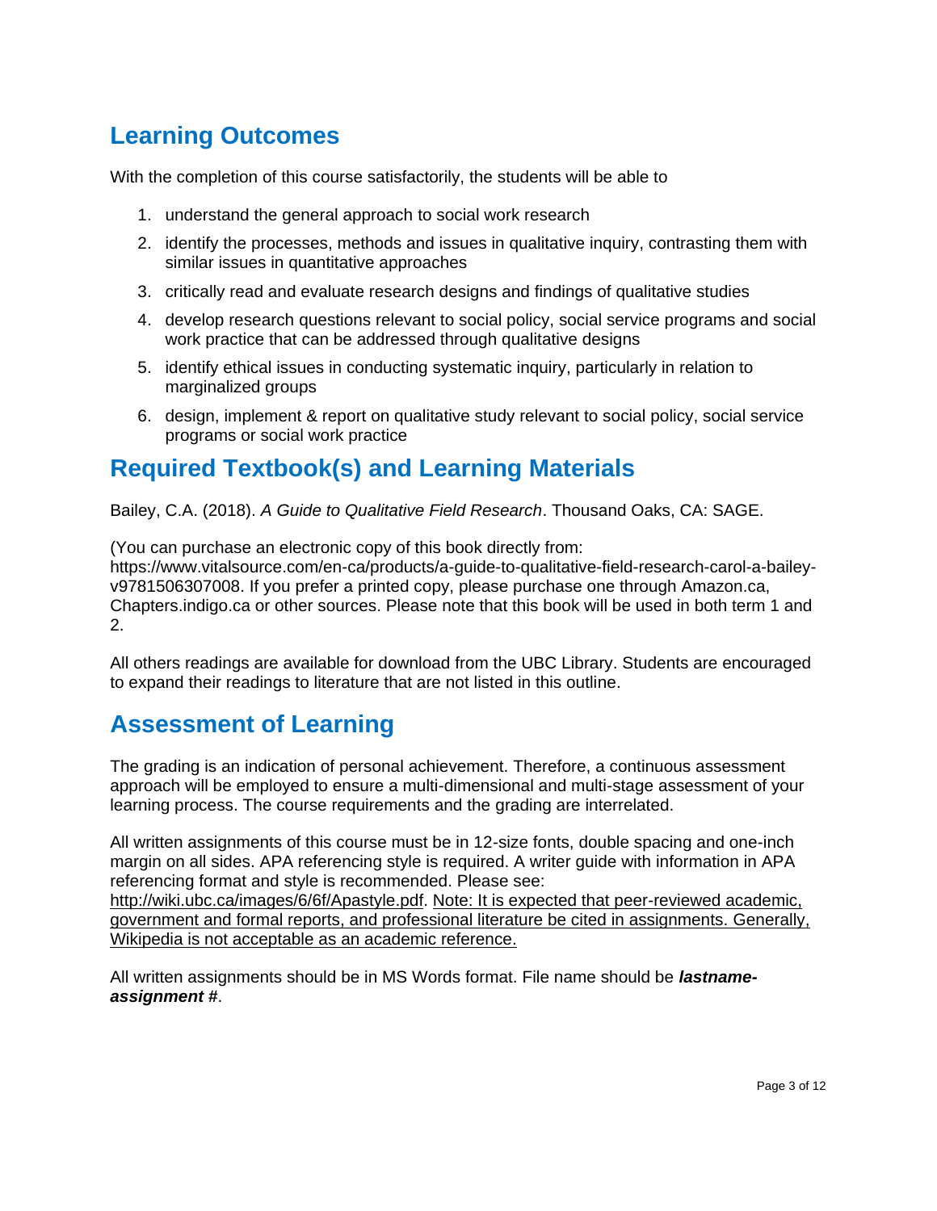## Learning Outcomes

With the completion of this course satisfactorily, the students will be able to

1. understand the general approach to social work research
2. identify the processes, methods and issues in qualitative inquiry, contrasting them with similar issues in quantitative approaches
3. critically read and evaluate research designs and findings of qualitative studies
4. develop research questions relevant to social policy, social service programs and social work practice that can be addressed through qualitative designs
5. identify ethical issues in conducting systematic inquiry, particularly in relation to marginalized groups
6. design, implement & report on qualitative study relevant to social policy, social service programs or social work practice

## Required Textbook(s) and Learning Materials

Bailey, C.A. (2018). *A Guide to Qualitative Field Research*. Thousand Oaks, CA: SAGE.

(You can purchase an electronic copy of this book directly from: https://www.vitalsource.com/en-ca/products/a-guide-to-qualitative-field-research-carol-a-bailey-v9781506307008. If you prefer a printed copy, please purchase one through Amazon.ca, Chapters.indigo.ca or other sources. Please note that this book will be used in both term 1 and 2.

All others readings are available for download from the UBC Library. Students are encouraged to expand their readings to literature that are not listed in this outline.

## Assessment of Learning

The grading is an indication of personal achievement. Therefore, a continuous assessment approach will be employed to ensure a multi-dimensional and multi-stage assessment of your learning process. The course requirements and the grading are interrelated.

All written assignments of this course must be in 12-size fonts, double spacing and one-inch margin on all sides. APA referencing style is required. A writer guide with information in APA referencing format and style is recommended. Please see: http://wiki.ubc.ca/images/6/6f/Apastyle.pdf. Note: It is expected that peer-reviewed academic, government and formal reports, and professional literature be cited in assignments. Generally, Wikipedia is not acceptable as an academic reference.

All written assignments should be in MS Words format. File name should be ***lastname-assignment #***.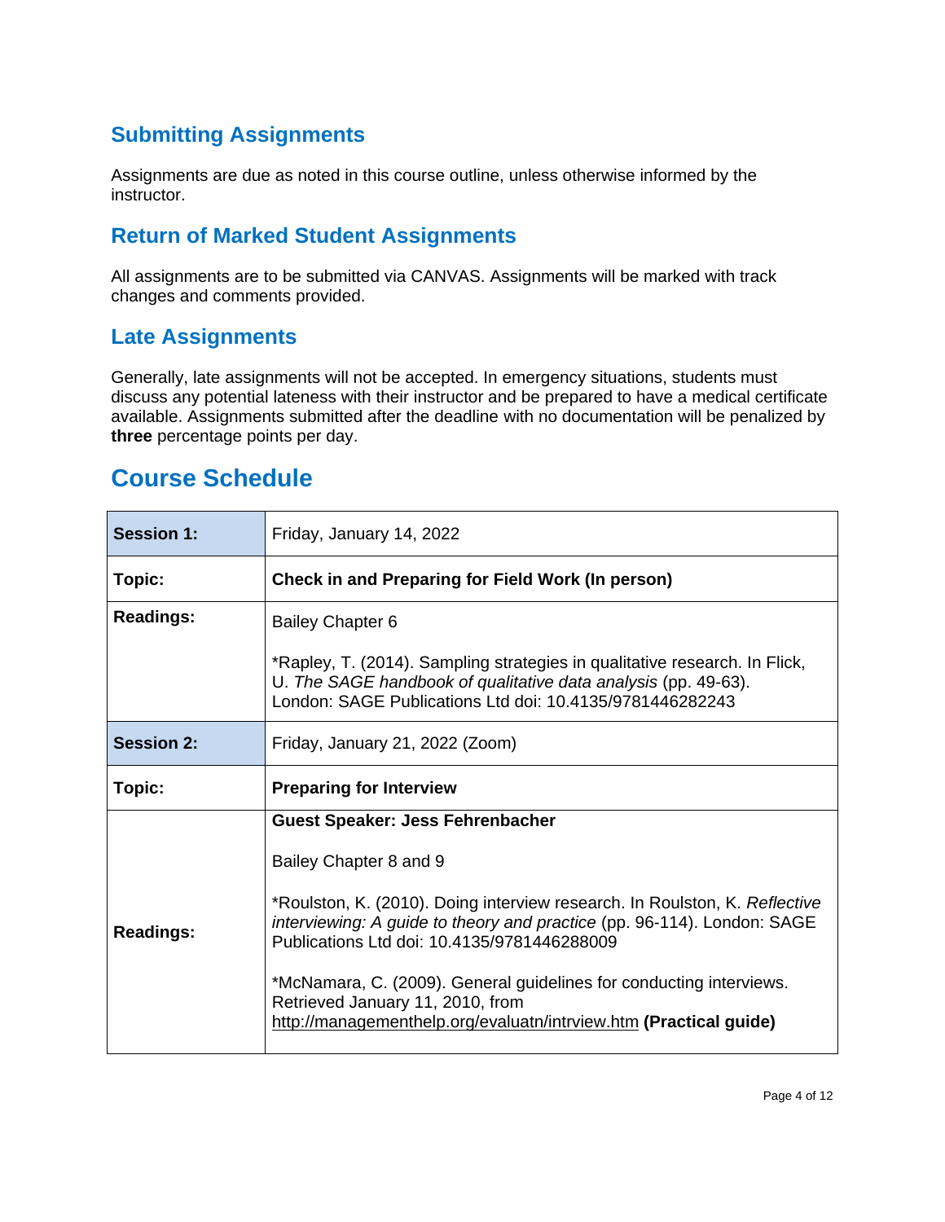## Submitting Assignments

Assignments are due as noted in this course outline, unless otherwise informed by the instructor.

## Return of Marked Student Assignments

All assignments are to be submitted via CANVAS. Assignments will be marked with track changes and comments provided.

## Late Assignments

Generally, late assignments will not be accepted. In emergency situations, students must discuss any potential lateness with their instructor and be prepared to have a medical certificate available. Assignments submitted after the deadline with no documentation will be penalized by **three** percentage points per day.

# Course Schedule

| **Session 1:** | Friday, January 14, 2022 |
| --- | --- |
| **Topic:** | **Check in and Preparing for Field Work (In person)** |
| **Readings:** | Bailey Chapter 6<br><br>*Rapley, T. (2014). Sampling strategies in qualitative research. In Flick, U. *The SAGE handbook of qualitative data analysis* (pp. 49-63). London: SAGE Publications Ltd doi: 10.4135/9781446282243 |
| **Session 2:** | Friday, January 21, 2022 (Zoom) |
| **Topic:** | **Preparing for Interview** |
| **Readings:** | **Guest Speaker: Jess Fehrenbacher**<br><br>Bailey Chapter 8 and 9<br><br>*Roulston, K. (2010). Doing interview research. In Roulston, K. *Reflective interviewing: A guide to theory and practice* (pp. 96-114). London: SAGE Publications Ltd doi: 10.4135/9781446288009<br><br>*McNamara, C. (2009). General guidelines for conducting interviews. Retrieved January 11, 2010, from http://managementhelp.org/evaluatn/intrview.htm **(Practical guide)** |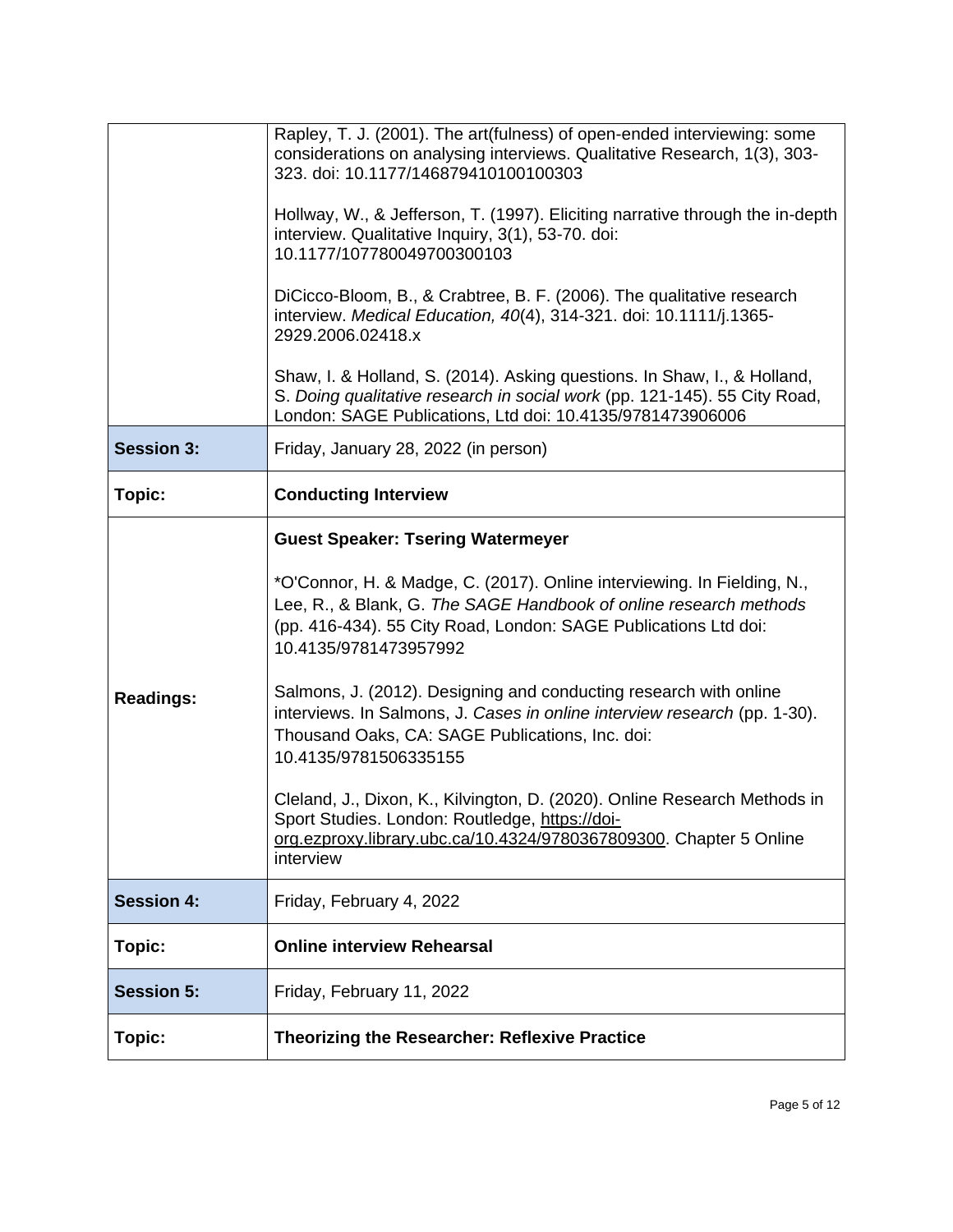| | |
|---|---|
| | Rapley, T. J. (2001). The art(fulness) of open-ended interviewing: some considerations on analysing interviews. Qualitative Research, 1(3), 303-323. doi: 10.1177/146879410100100303<br><br>Hollway, W., & Jefferson, T. (1997). Eliciting narrative through the in-depth interview. Qualitative Inquiry, 3(1), 53-70. doi: 10.1177/107780049700300103<br><br>DiCicco-Bloom, B., & Crabtree, B. F. (2006). The qualitative research interview. *Medical Education, 40*(4), 314-321. doi: 10.1111/j.1365-2929.2006.02418.x<br><br>Shaw, I. & Holland, S. (2014). Asking questions. In Shaw, I., & Holland, S. *Doing qualitative research in social work* (pp. 121-145). 55 City Road, London: SAGE Publications, Ltd doi: 10.4135/9781473906006 |
| **Session 3:** | Friday, January 28, 2022 (in person) |
| **Topic:** | **Conducting Interview** |
| **Readings:** | **Guest Speaker: Tsering Watermeyer**<br><br>*O'Connor, H. & Madge, C. (2017). Online interviewing. In Fielding, N., Lee, R., & Blank, G. *The SAGE Handbook of online research methods* (pp. 416-434). 55 City Road, London: SAGE Publications Ltd doi: 10.4135/9781473957992<br><br>Salmons, J. (2012). Designing and conducting research with online interviews. In Salmons, J. *Cases in online interview research* (pp. 1-30). Thousand Oaks, CA: SAGE Publications, Inc. doi: 10.4135/9781506335155<br><br>Cleland, J., Dixon, K., Kilvington, D. (2020). Online Research Methods in Sport Studies. London: Routledge, https://doi-org.ezproxy.library.ubc.ca/10.4324/9780367809300. Chapter 5 Online interview |
| **Session 4:** | Friday, February 4, 2022 |
| **Topic:** | **Online interview Rehearsal** |
| **Session 5:** | Friday, February 11, 2022 |
| **Topic:** | **Theorizing the Researcher: Reflexive Practice** |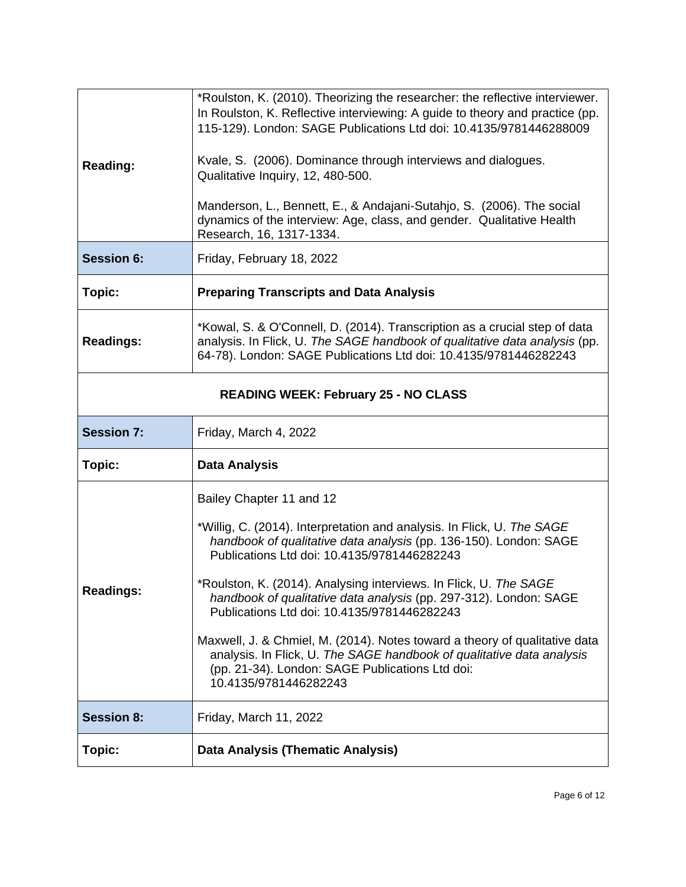| | |
|---|---|
| **Reading:** | *Roulston, K. (2010). Theorizing the researcher: the reflective interviewer. In Roulston, K. Reflective interviewing: A guide to theory and practice (pp. 115-129). London: SAGE Publications Ltd doi: 10.4135/9781446288009<br><br>Kvale, S. (2006). Dominance through interviews and dialogues. Qualitative Inquiry, 12, 480-500.<br><br>Manderson, L., Bennett, E., & Andajani-Sutahjo, S. (2006). The social dynamics of the interview: Age, class, and gender. Qualitative Health Research, 16, 1317-1334. |
| **Session 6:** | Friday, February 18, 2022 |
| **Topic:** | **Preparing Transcripts and Data Analysis** |
| **Readings:** | *Kowal, S. & O'Connell, D. (2014). Transcription as a crucial step of data analysis. In Flick, U. *The SAGE handbook of qualitative data analysis* (pp. 64-78). London: SAGE Publications Ltd doi: 10.4135/9781446282243 |
| **READING WEEK: February 25 - NO CLASS** | |
| **Session 7:** | Friday, March 4, 2022 |
| **Topic:** | **Data Analysis** |
| **Readings:** | Bailey Chapter 11 and 12<br><br>*Willig, C. (2014). Interpretation and analysis. In Flick, U. *The SAGE handbook of qualitative data analysis* (pp. 136-150). London: SAGE Publications Ltd doi: 10.4135/9781446282243<br><br>*Roulston, K. (2014). Analysing interviews. In Flick, U. *The SAGE handbook of qualitative data analysis* (pp. 297-312). London: SAGE Publications Ltd doi: 10.4135/9781446282243<br><br>Maxwell, J. & Chmiel, M. (2014). Notes toward a theory of qualitative data analysis. In Flick, U. *The SAGE handbook of qualitative data analysis* (pp. 21-34). London: SAGE Publications Ltd doi: 10.4135/9781446282243 |
| **Session 8:** | Friday, March 11, 2022 |
| **Topic:** | **Data Analysis (Thematic Analysis)** |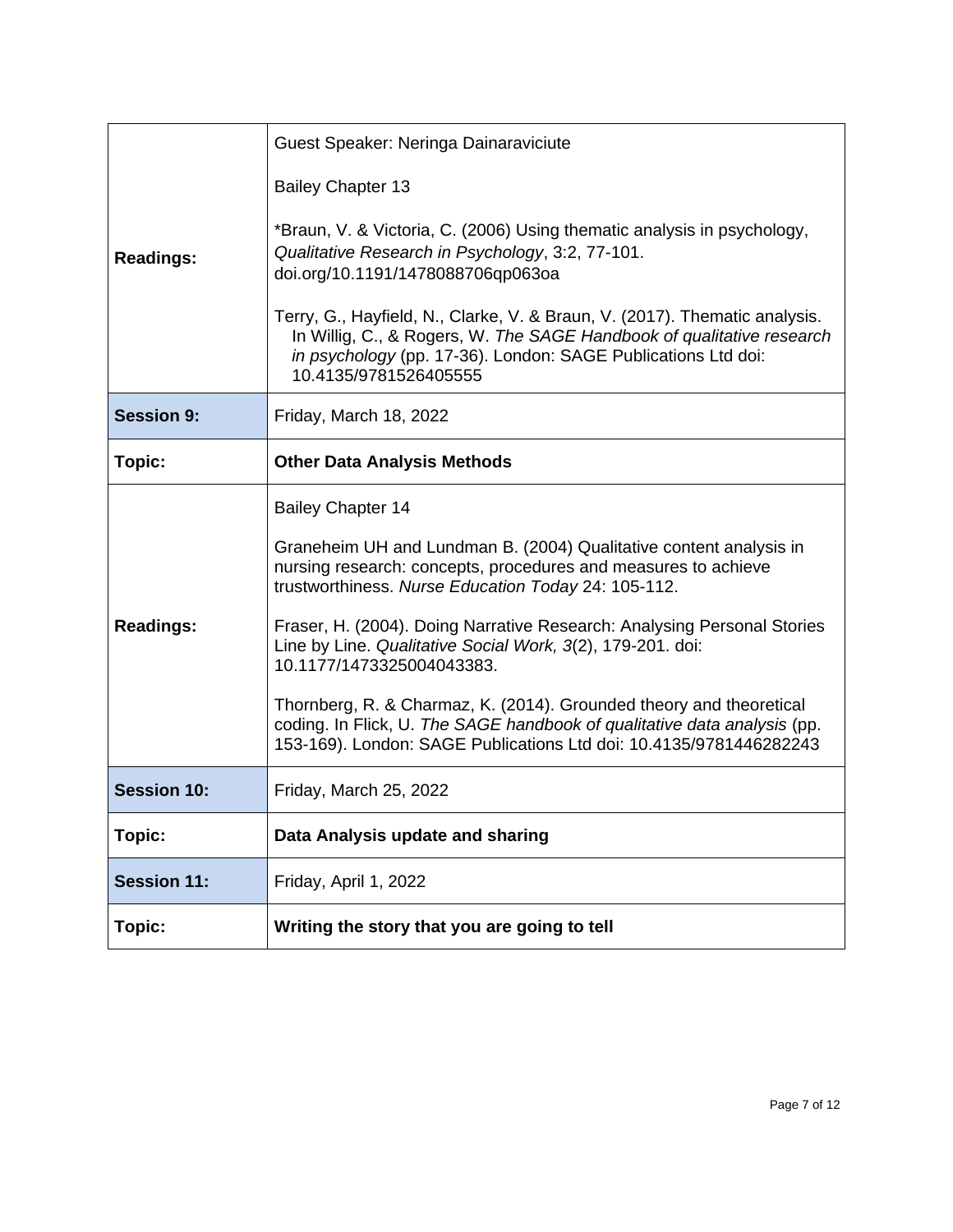| | |
|---|---|
| **Readings:** | Guest Speaker: Neringa Dainaraviciute<br><br>Bailey Chapter 13<br><br>*Braun, V. & Victoria, C. (2006) Using thematic analysis in psychology, *Qualitative Research in Psychology*, 3:2, 77-101. doi.org/10.1191/1478088706qp063oa<br><br>Terry, G., Hayfield, N., Clarke, V. & Braun, V. (2017). Thematic analysis. In Willig, C., & Rogers, W. *The SAGE Handbook of qualitative research in psychology* (pp. 17-36). London: SAGE Publications Ltd doi: 10.4135/9781526405555 |
| **Session 9:** | Friday, March 18, 2022 |
| **Topic:** | **Other Data Analysis Methods** |
| **Readings:** | Bailey Chapter 14<br><br>Graneheim UH and Lundman B. (2004) Qualitative content analysis in nursing research: concepts, procedures and measures to achieve trustworthiness. *Nurse Education Today* 24: 105-112.<br><br>Fraser, H. (2004). Doing Narrative Research: Analysing Personal Stories Line by Line. *Qualitative Social Work, 3*(2), 179-201. doi: 10.1177/1473325004043383.<br><br>Thornberg, R. & Charmaz, K. (2014). Grounded theory and theoretical coding. In Flick, U. *The SAGE handbook of qualitative data analysis* (pp. 153-169). London: SAGE Publications Ltd doi: 10.4135/9781446282243 |
| **Session 10:** | Friday, March 25, 2022 |
| **Topic:** | **Data Analysis update and sharing** |
| **Session 11:** | Friday, April 1, 2022 |
| **Topic:** | **Writing the story that you are going to tell** |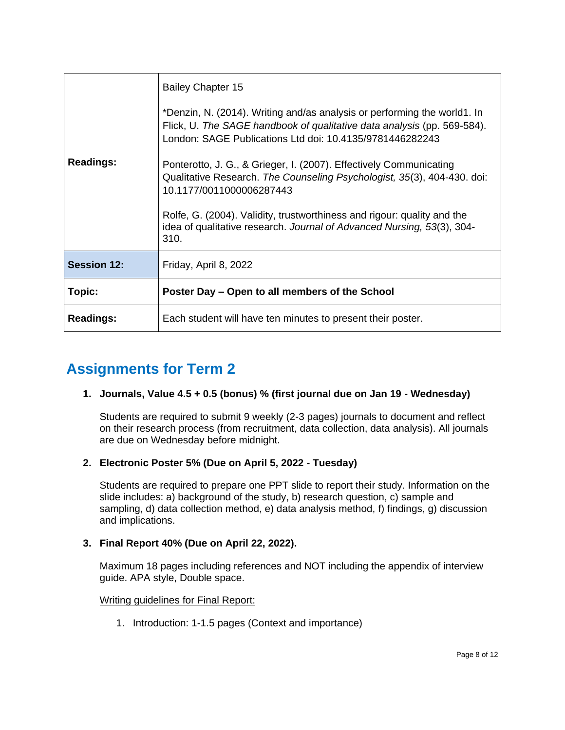| | |
|---|---|
| **Readings:** | Bailey Chapter 15<br><br>*Denzin, N. (2014). Writing and/as analysis or performing the world1. In Flick, U. *The SAGE handbook of qualitative data analysis* (pp. 569-584). London: SAGE Publications Ltd doi: 10.4135/9781446282243<br><br>Ponterotto, J. G., & Grieger, I. (2007). Effectively Communicating Qualitative Research. *The Counseling Psychologist, 35*(3), 404-430. doi: 10.1177/0011000006287443<br><br>Rolfe, G. (2004). Validity, trustworthiness and rigour: quality and the idea of qualitative research. *Journal of Advanced Nursing, 53*(3), 304-310. |
| **Session 12:** | Friday, April 8, 2022 |
| **Topic:** | **Poster Day – Open to all members of the School** |
| **Readings:** | Each student will have ten minutes to present their poster. |

## Assignments for Term 2

1. **Journals, Value 4.5 + 0.5 (bonus) % (first journal due on Jan 19 - Wednesday)**

   Students are required to submit 9 weekly (2-3 pages) journals to document and reflect on their research process (from recruitment, data collection, data analysis). All journals are due on Wednesday before midnight.

2. **Electronic Poster 5% (Due on April 5, 2022 - Tuesday)**

   Students are required to prepare one PPT slide to report their study. Information on the slide includes: a) background of the study, b) research question, c) sample and sampling, d) data collection method, e) data analysis method, f) findings, g) discussion and implications.

3. **Final Report 40% (Due on April 22, 2022).**

   Maximum 18 pages including references and NOT including the appendix of interview guide. APA style, Double space.

   <u>Writing guidelines for Final Report:</u>

   1. Introduction: 1-1.5 pages (Context and importance)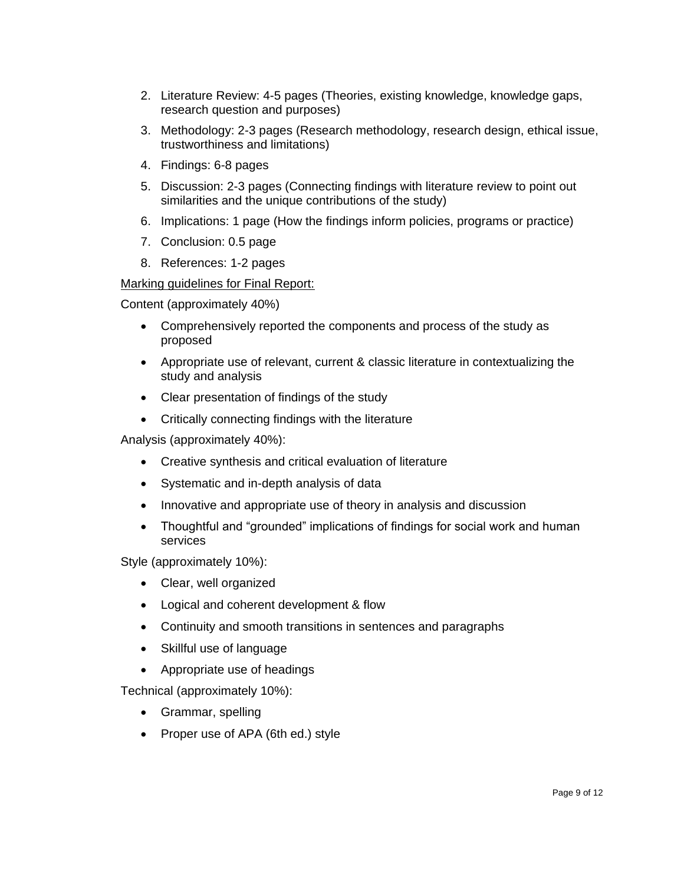2. Literature Review: 4-5 pages (Theories, existing knowledge, knowledge gaps, research question and purposes)
3. Methodology: 2-3 pages (Research methodology, research design, ethical issue, trustworthiness and limitations)
4. Findings: 6-8 pages
5. Discussion: 2-3 pages (Connecting findings with literature review to point out similarities and the unique contributions of the study)
6. Implications: 1 page (How the findings inform policies, programs or practice)
7. Conclusion: 0.5 page
8. References: 1-2 pages

<u>Marking guidelines for Final Report:</u>

Content (approximately 40%)

- Comprehensively reported the components and process of the study as proposed
- Appropriate use of relevant, current & classic literature in contextualizing the study and analysis
- Clear presentation of findings of the study
- Critically connecting findings with the literature

Analysis (approximately 40%):

- Creative synthesis and critical evaluation of literature
- Systematic and in-depth analysis of data
- Innovative and appropriate use of theory in analysis and discussion
- Thoughtful and "grounded" implications of findings for social work and human services

Style (approximately 10%):

- Clear, well organized
- Logical and coherent development & flow
- Continuity and smooth transitions in sentences and paragraphs
- Skillful use of language
- Appropriate use of headings

Technical (approximately 10%):

- Grammar, spelling
- Proper use of APA (6th ed.) style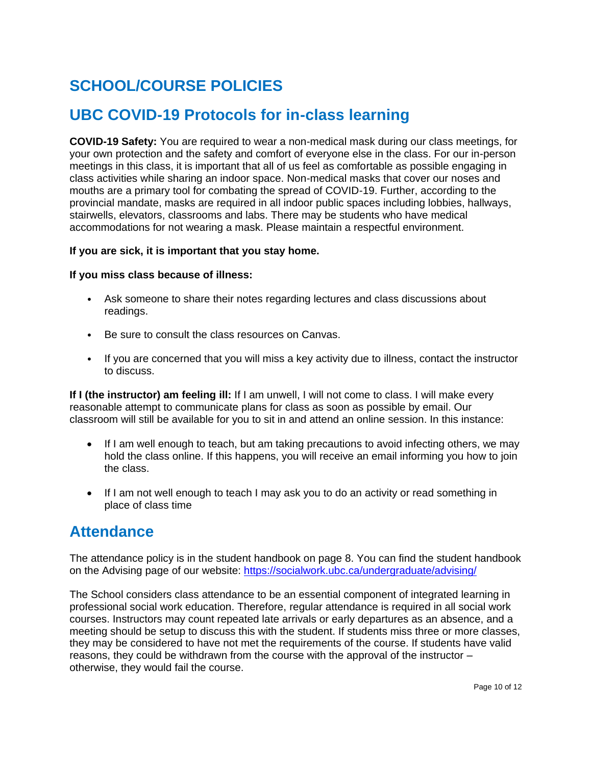# SCHOOL/COURSE POLICIES

## UBC COVID-19 Protocols for in-class learning

**COVID-19 Safety:** You are required to wear a non-medical mask during our class meetings, for your own protection and the safety and comfort of everyone else in the class. For our in-person meetings in this class, it is important that all of us feel as comfortable as possible engaging in class activities while sharing an indoor space. Non-medical masks that cover our noses and mouths are a primary tool for combating the spread of COVID-19. Further, according to the provincial mandate, masks are required in all indoor public spaces including lobbies, hallways, stairwells, elevators, classrooms and labs. There may be students who have medical accommodations for not wearing a mask. Please maintain a respectful environment.

**If you are sick, it is important that you stay home.**

**If you miss class because of illness:**

- Ask someone to share their notes regarding lectures and class discussions about readings.
- Be sure to consult the class resources on Canvas.
- If you are concerned that you will miss a key activity due to illness, contact the instructor to discuss.

**If I (the instructor) am feeling ill:** If I am unwell, I will not come to class. I will make every reasonable attempt to communicate plans for class as soon as possible by email. Our classroom will still be available for you to sit in and attend an online session. In this instance:

- If I am well enough to teach, but am taking precautions to avoid infecting others, we may hold the class online. If this happens, you will receive an email informing you how to join the class.
- If I am not well enough to teach I may ask you to do an activity or read something in place of class time

## Attendance

The attendance policy is in the student handbook on page 8. You can find the student handbook on the Advising page of our website: https://socialwork.ubc.ca/undergraduate/advising/

The School considers class attendance to be an essential component of integrated learning in professional social work education. Therefore, regular attendance is required in all social work courses. Instructors may count repeated late arrivals or early departures as an absence, and a meeting should be setup to discuss this with the student. If students miss three or more classes, they may be considered to have not met the requirements of the course. If students have valid reasons, they could be withdrawn from the course with the approval of the instructor – otherwise, they would fail the course.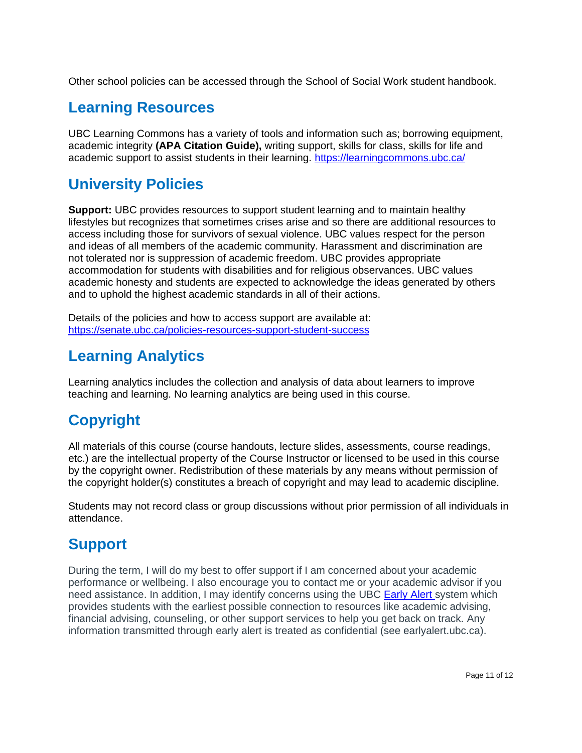Other school policies can be accessed through the School of Social Work student handbook.

## Learning Resources

UBC Learning Commons has a variety of tools and information such as; borrowing equipment, academic integrity **(APA Citation Guide),** writing support, skills for class, skills for life and academic support to assist students in their learning. [https://learningcommons.ubc.ca/](https://learningcommons.ubc.ca/)

## University Policies

**Support:** UBC provides resources to support student learning and to maintain healthy lifestyles but recognizes that sometimes crises arise and so there are additional resources to access including those for survivors of sexual violence. UBC values respect for the person and ideas of all members of the academic community. Harassment and discrimination are not tolerated nor is suppression of academic freedom. UBC provides appropriate accommodation for students with disabilities and for religious observances. UBC values academic honesty and students are expected to acknowledge the ideas generated by others and to uphold the highest academic standards in all of their actions.

Details of the policies and how to access support are available at: [https://senate.ubc.ca/policies-resources-support-student-success](https://senate.ubc.ca/policies-resources-support-student-success)

## Learning Analytics

Learning analytics includes the collection and analysis of data about learners to improve teaching and learning. No learning analytics are being used in this course.

## Copyright

All materials of this course (course handouts, lecture slides, assessments, course readings, etc.) are the intellectual property of the Course Instructor or licensed to be used in this course by the copyright owner. Redistribution of these materials by any means without permission of the copyright holder(s) constitutes a breach of copyright and may lead to academic discipline.

Students may not record class or group discussions without prior permission of all individuals in attendance.

## Support

During the term, I will do my best to offer support if I am concerned about your academic performance or wellbeing. I also encourage you to contact me or your academic advisor if you need assistance. In addition, I may identify concerns using the UBC Early Alert system which provides students with the earliest possible connection to resources like academic advising, financial advising, counseling, or other support services to help you get back on track. Any information transmitted through early alert is treated as confidential (see earlyalert.ubc.ca).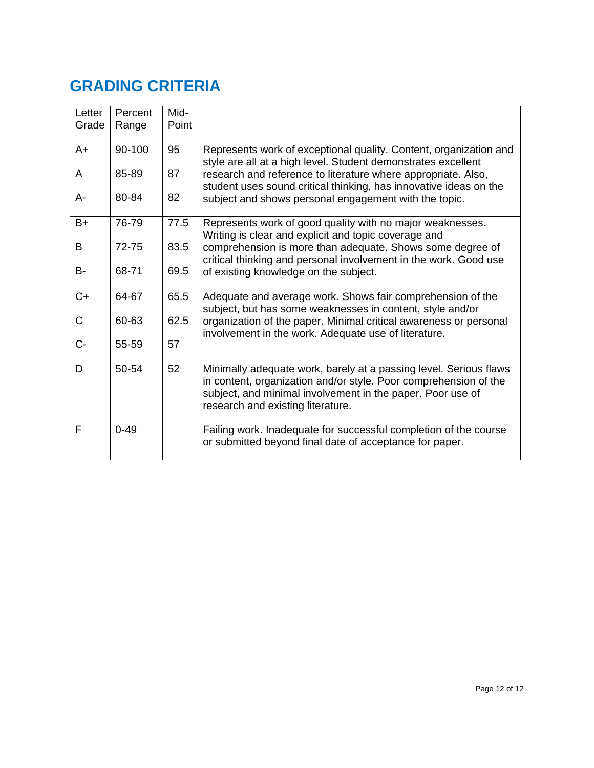## GRADING CRITERIA

| Letter Grade | Percent Range | Mid-Point | |
|---|---|---|---|
| A+<br>A<br>A- | 90-100<br>85-89<br>80-84 | 95<br>87<br>82 | Represents work of exceptional quality. Content, organization and style are all at a high level. Student demonstrates excellent research and reference to literature where appropriate. Also, student uses sound critical thinking, has innovative ideas on the subject and shows personal engagement with the topic. |
| B+<br>B<br>B- | 76-79<br>72-75<br>68-71 | 77.5<br>83.5<br>69.5 | Represents work of good quality with no major weaknesses. Writing is clear and explicit and topic coverage and comprehension is more than adequate. Shows some degree of critical thinking and personal involvement in the work. Good use of existing knowledge on the subject. |
| C+<br>C<br>C- | 64-67<br>60-63<br>55-59 | 65.5<br>62.5<br>57 | Adequate and average work. Shows fair comprehension of the subject, but has some weaknesses in content, style and/or organization of the paper. Minimal critical awareness or personal involvement in the work. Adequate use of literature. |
| D | 50-54 | 52 | Minimally adequate work, barely at a passing level. Serious flaws in content, organization and/or style. Poor comprehension of the subject, and minimal involvement in the paper. Poor use of research and existing literature. |
| F | 0-49 | | Failing work. Inadequate for successful completion of the course or submitted beyond final date of acceptance for paper. |